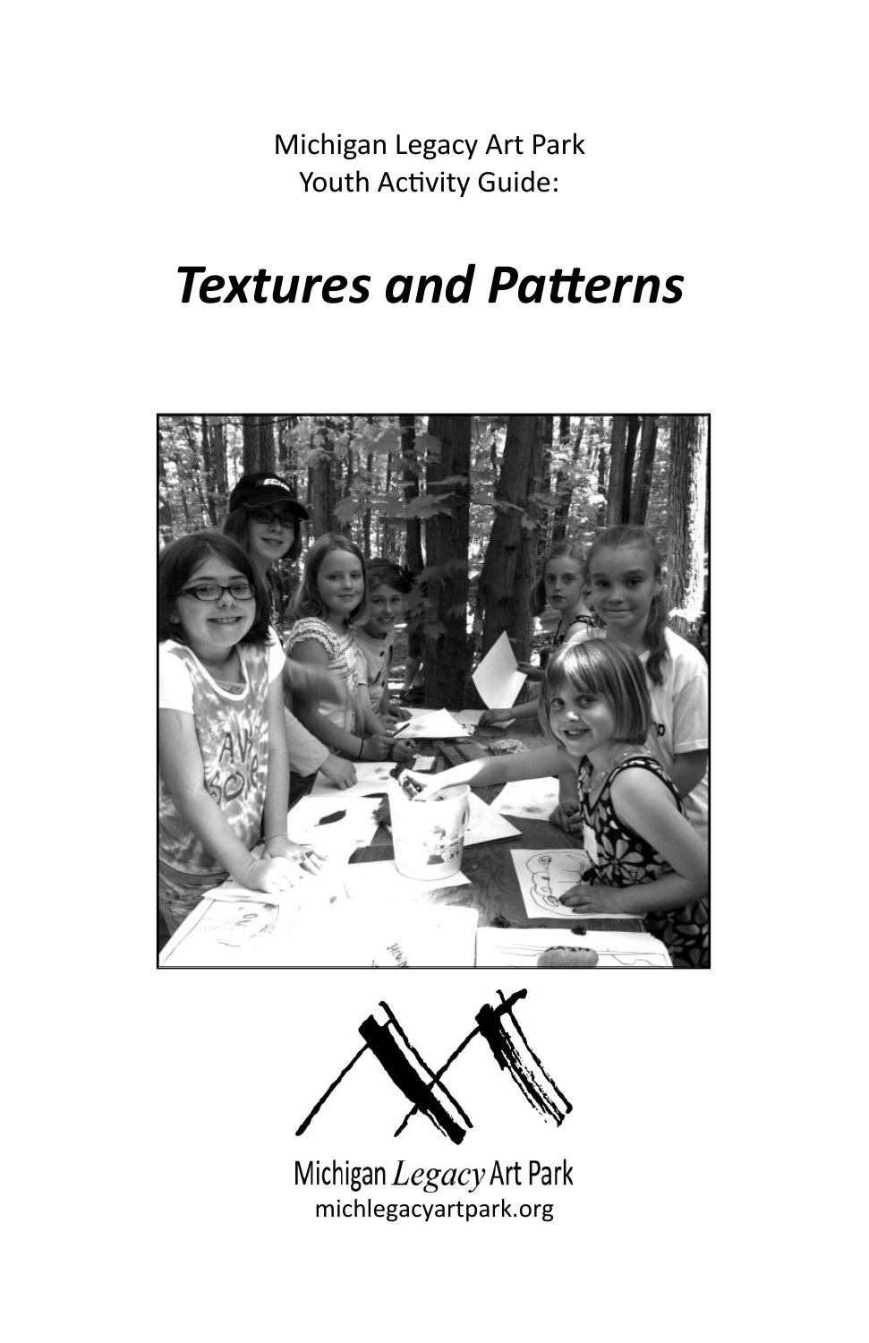Michigan Legacy Art Park
Youth Activity Guide:

# *Textures and Patterns*

Michigan *Legacy* Art Park
michlegacyartpark.org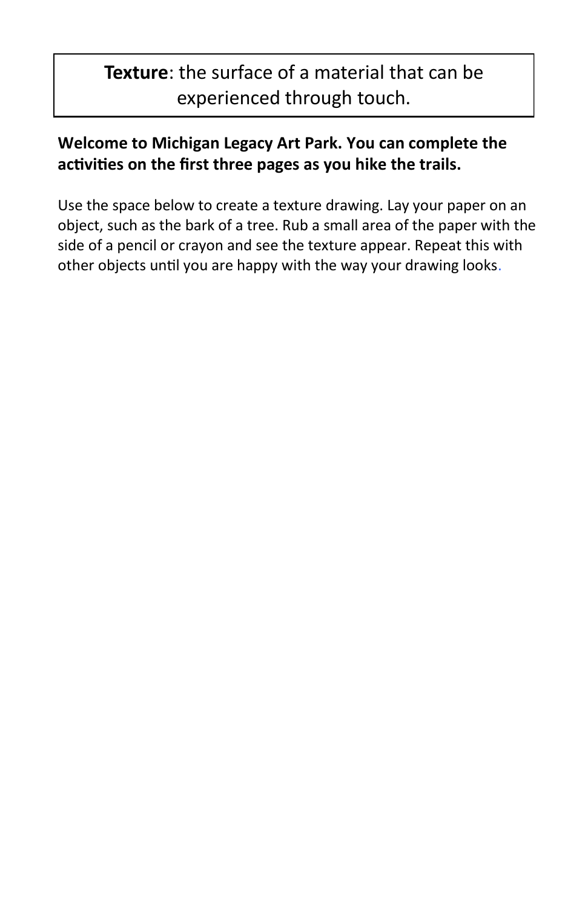**Texture**: the surface of a material that can be experienced through touch.

**Welcome to Michigan Legacy Art Park. You can complete the activities on the first three pages as you hike the trails.**

Use the space below to create a texture drawing. Lay your paper on an object, such as the bark of a tree. Rub a small area of the paper with the side of a pencil or crayon and see the texture appear. Repeat this with other objects until you are happy with the way your drawing looks.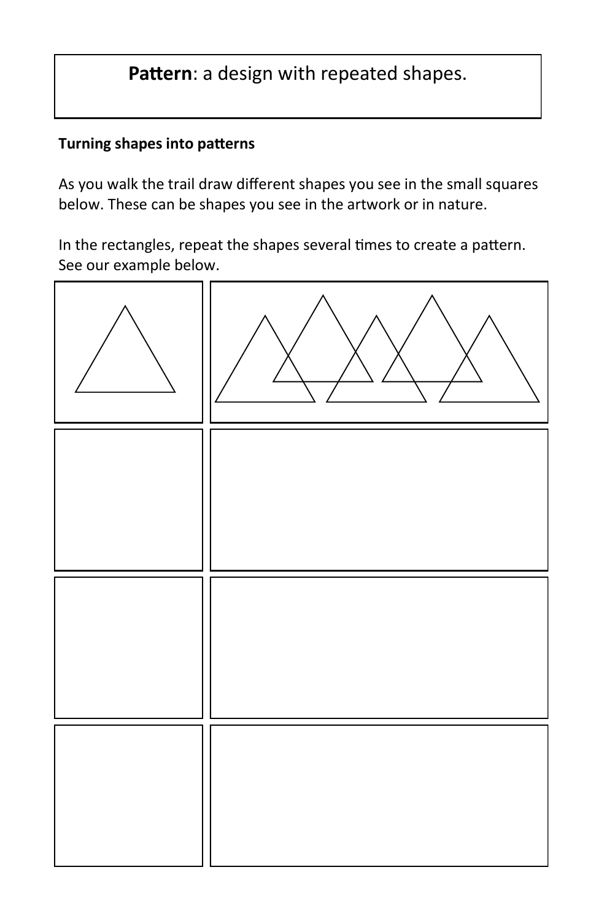**Pattern**: a design with repeated shapes.

**Turning shapes into patterns**

As you walk the trail draw different shapes you see in the small squares below. These can be shapes you see in the artwork or in nature.

In the rectangles, repeat the shapes several times to create a pattern. See our example below.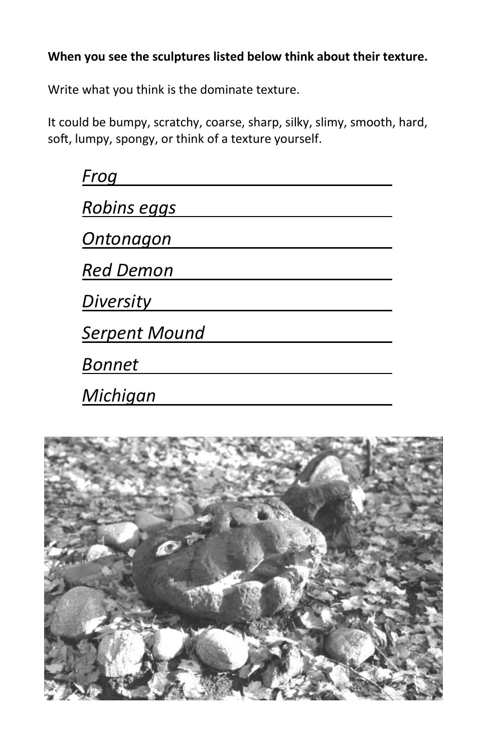**When you see the sculptures listed below think about their texture.**

Write what you think is the dominate texture.

It could be bumpy, scratchy, coarse, sharp, silky, slimy, smooth, hard, soft, lumpy, spongy, or think of a texture yourself.

*Frog* \_\_\_\_\_\_\_\_\_\_\_\_\_\_\_\_\_\_\_\_\_\_\_\_\_\_

*Robins eggs* \_\_\_\_\_\_\_\_\_\_\_\_\_\_\_\_\_\_\_\_\_\_\_\_\_\_

*Ontonagon* \_\_\_\_\_\_\_\_\_\_\_\_\_\_\_\_\_\_\_\_\_\_\_\_\_\_

*Red Demon* \_\_\_\_\_\_\_\_\_\_\_\_\_\_\_\_\_\_\_\_\_\_\_\_\_\_

*Diversity* \_\_\_\_\_\_\_\_\_\_\_\_\_\_\_\_\_\_\_\_\_\_\_\_\_\_

*Serpent Mound* \_\_\_\_\_\_\_\_\_\_\_\_\_\_\_\_\_\_\_\_\_\_\_\_\_\_

*Bonnet* \_\_\_\_\_\_\_\_\_\_\_\_\_\_\_\_\_\_\_\_\_\_\_\_\_\_

*Michigan* \_\_\_\_\_\_\_\_\_\_\_\_\_\_\_\_\_\_\_\_\_\_\_\_\_\_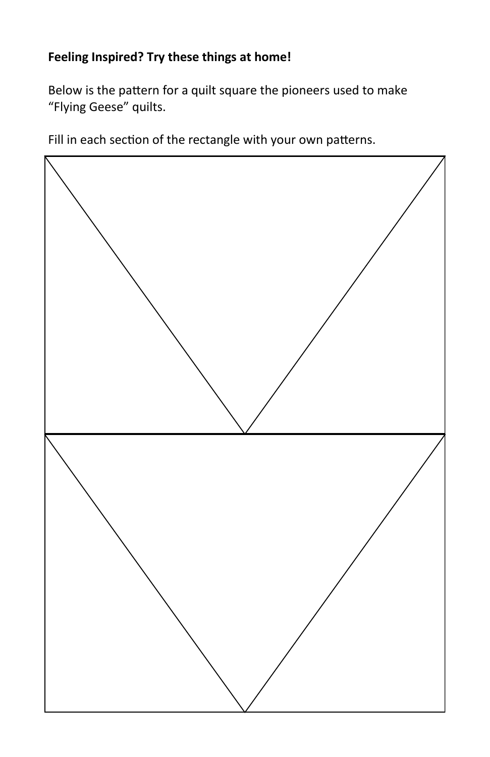**Feeling Inspired? Try these things at home!**

Below is the pattern for a quilt square the pioneers used to make "Flying Geese" quilts.

Fill in each section of the rectangle with your own patterns.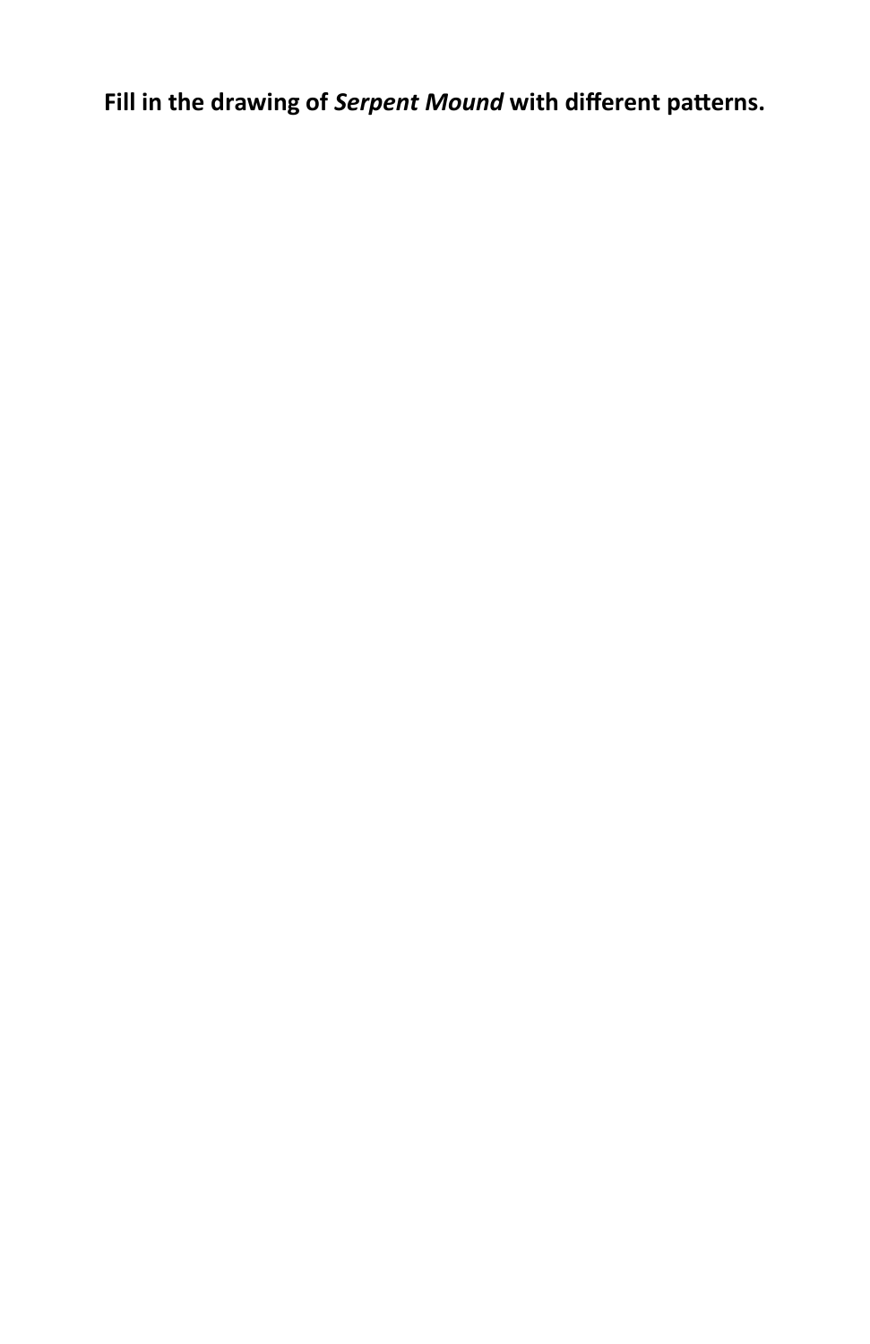**Fill in the drawing of *Serpent Mound* with different patterns.**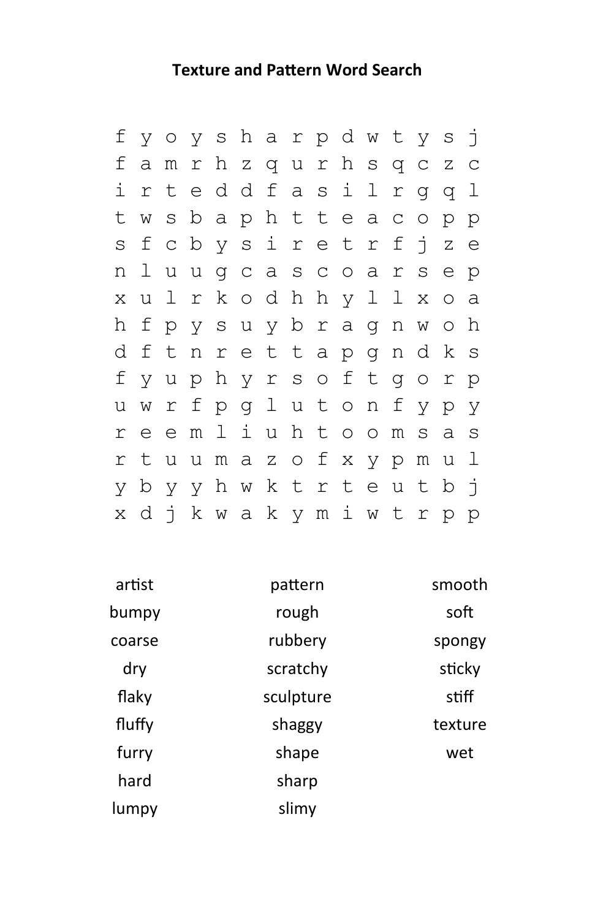# Texture and Pattern Word Search

```
f y o y s h a r p d w t y s j
f a m r h z q u r h s q c z c
i r t e d d f a s i l r g q l
t w s b a p h t t e a c o p p
s f c b y s i r e t r f j z e
n l u u g c a s c o a r s e p
x u l r k o d h h y l l x o a
h f p y s u y b r a g n w o h
d f t n r e t t a p g n d k s
f y u p h y r s o f t g o r p
u w r f p g l u t o n f y p y
r e e m l i u h t o o m s a s
r t u u m a z o f x y p m u l
y b y y h w k t r t e u t b j
x d j k w a k y m i w t r p p
```

| | | |
|---|---|---|
| artist | pattern | smooth |
| bumpy | rough | soft |
| coarse | rubbery | spongy |
| dry | scratchy | sticky |
| flaky | sculpture | stiff |
| fluffy | shaggy | texture |
| furry | shape | wet |
| hard | sharp | |
| lumpy | slimy | |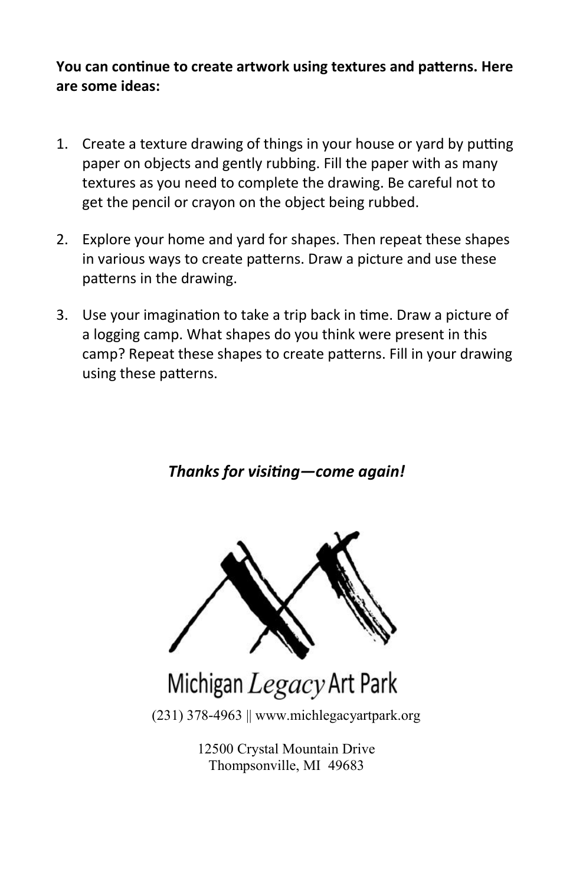**You can continue to create artwork using textures and patterns. Here are some ideas:**

1. Create a texture drawing of things in your house or yard by putting paper on objects and gently rubbing. Fill the paper with as many textures as you need to complete the drawing. Be careful not to get the pencil or crayon on the object being rubbed.

2. Explore your home and yard for shapes. Then repeat these shapes in various ways to create patterns. Draw a picture and use these patterns in the drawing.

3. Use your imagination to take a trip back in time. Draw a picture of a logging camp. What shapes do you think were present in this camp? Repeat these shapes to create patterns. Fill in your drawing using these patterns.

***Thanks for visiting—come again!***

Michigan *Legacy* Art Park

(231) 378-4963 || www.michlegacyartpark.org

12500 Crystal Mountain Drive
Thompsonville, MI 49683